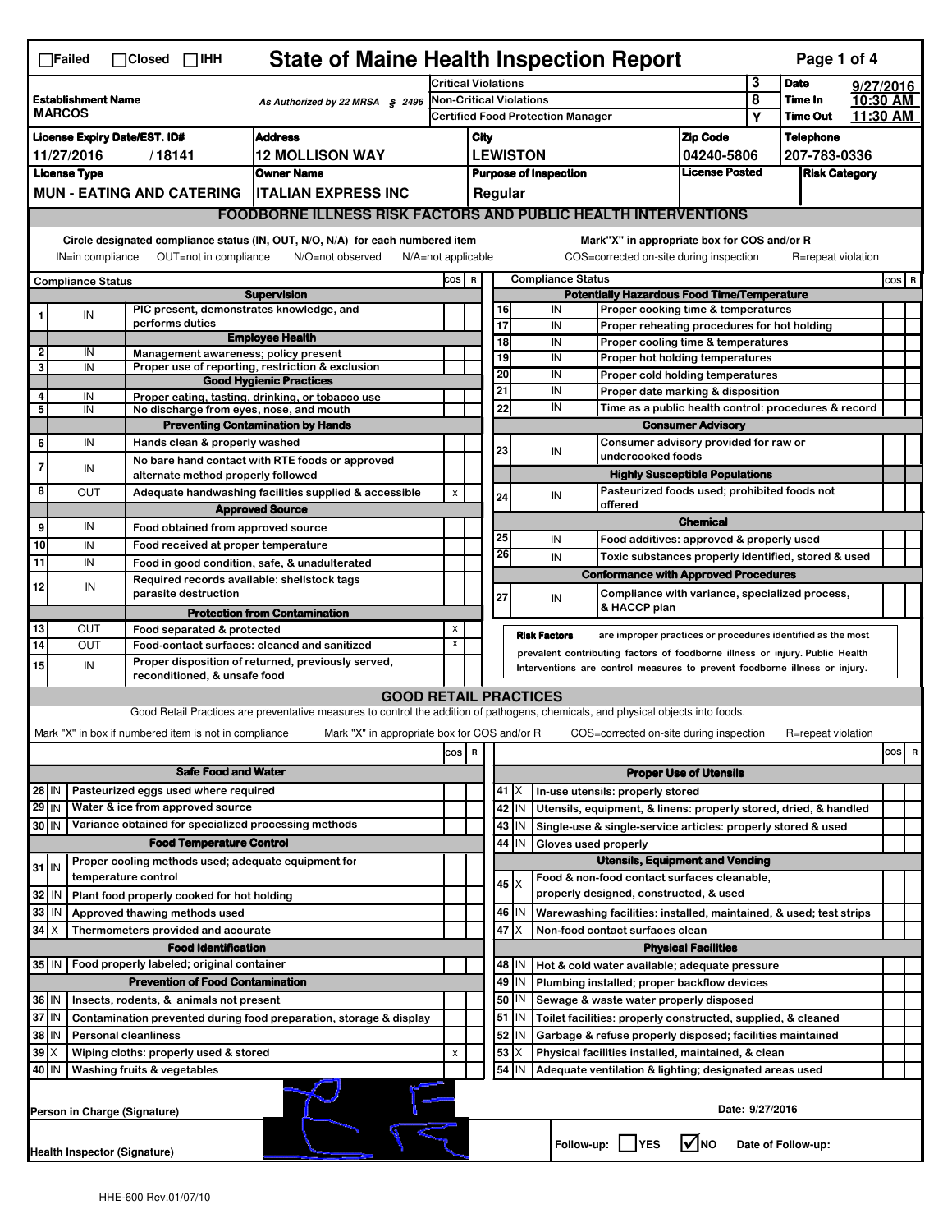☐Failed ☐Closed ☐IHH

# State of Maine Health Inspection Report

| | | | |
|---|---|---|---|
| **Establishment Name** MARCOS | As Authorized by 22 MRSA § 2496 | Critical Violations | 3 |
| | | Non-Critical Violations | 8 |
| | | Certified Food Protection Manager | Y |

**Date** 9/27/2016 **Time In** 10:30 AM **Time Out** 11:30 AM

| License Expiry Date/EST. ID# | Address | City | Zip Code | Telephone |
|---|---|---|---|---|
| 11/27/2016 / 18141 | 12 MOLLISON WAY | LEWISTON | 04240-5806 | 207-783-0336 |

| License Type | Owner Name | Purpose of Inspection | License Posted | Risk Category |
|---|---|---|---|---|
| MUN - EATING AND CATERING | ITALIAN EXPRESS INC | Regular | | |

## FOODBORNE ILLNESS RISK FACTORS AND PUBLIC HEALTH INTERVENTIONS

Circle designated compliance status (IN, OUT, N/O, N/A) for each numbered item — IN=in compliance OUT=not in compliance N/O=not observed N/A=not applicable

Mark"X" in appropriate box for COS and/or R — COS=corrected on-site during inspection R=repeat violation

| # | Compliance Status | Item | COS | R |
|---|---|---|---|---|
| | | **Supervision** | | |
| 1 | IN | PIC present, demonstrates knowledge, and performs duties | | |
| | | **Employee Health** | | |
| 2 | IN | Management awareness; policy present | | |
| 3 | IN | Proper use of reporting, restriction & exclusion | | |
| | | **Good Hygienic Practices** | | |
| 4 | IN | Proper eating, tasting, drinking, or tobacco use | | |
| 5 | IN | No discharge from eyes, nose, and mouth | | |
| | | **Preventing Contamination by Hands** | | |
| 6 | IN | Hands clean & properly washed | | |
| 7 | IN | No bare hand contact with RTE foods or approved alternate method properly followed | | |
| 8 | OUT | Adequate handwashing facilities supplied & accessible | x | |
| | | **Approved Source** | | |
| 9 | IN | Food obtained from approved source | | |
| 10 | IN | Food received at proper temperature | | |
| 11 | IN | Food in good condition, safe, & unadulterated | | |
| 12 | IN | Required records available: shellstock tags parasite destruction | | |
| | | **Protection from Contamination** | | |
| 13 | OUT | Food separated & protected | x | |
| 14 | OUT | Food-contact surfaces: cleaned and sanitized | x | |
| 15 | IN | Proper disposition of returned, previously served, reconditioned, & unsafe food | | |
| | | **Potentially Hazardous Food Time/Temperature** | | |
| 16 | IN | Proper cooking time & temperatures | | |
| 17 | IN | Proper reheating procedures for hot holding | | |
| 18 | IN | Proper cooling time & temperatures | | |
| 19 | IN | Proper hot holding temperatures | | |
| 20 | IN | Proper cold holding temperatures | | |
| 21 | IN | Proper date marking & disposition | | |
| 22 | IN | Time as a public health control: procedures & record | | |
| | | **Consumer Advisory** | | |
| 23 | IN | Consumer advisory provided for raw or undercooked foods | | |
| | | **Highly Susceptible Populations** | | |
| 24 | IN | Pasteurized foods used; prohibited foods not offered | | |
| | | **Chemical** | | |
| 25 | IN | Food additives: approved & properly used | | |
| 26 | IN | Toxic substances properly identified, stored & used | | |
| | | **Conformance with Approved Procedures** | | |
| 27 | IN | Compliance with variance, specialized process, & HACCP plan | | |

**Risk Factors** are improper practices or procedures identified as the most prevalent contributing factors of foodborne illness or injury. Public Health Interventions are control measures to prevent foodborne illness or injury.

## GOOD RETAIL PRACTICES

Good Retail Practices are preventative measures to control the addition of pathogens, chemicals, and physical objects into foods.

Mark "X" in box if numbered item is not in compliance — Mark "X" in appropriate box for COS and/or R — COS=corrected on-site during inspection R=repeat violation

| # | Status | Item | COS | R |
|---|---|---|---|---|
| | | **Safe Food and Water** | | |
| 28 | IN | Pasteurized eggs used where required | | |
| 29 | IN | Water & ice from approved source | | |
| 30 | IN | Variance obtained for specialized processing methods | | |
| | | **Food Temperature Control** | | |
| 31 | IN | Proper cooling methods used; adequate equipment for temperature control | | |
| 32 | IN | Plant food properly cooked for hot holding | | |
| 33 | IN | Approved thawing methods used | | |
| 34 | X | Thermometers provided and accurate | | |
| | | **Food Identification** | | |
| 35 | IN | Food properly labeled; original container | | |
| | | **Prevention of Food Contamination** | | |
| 36 | IN | Insects, rodents, & animals not present | | |
| 37 | IN | Contamination prevented during food preparation, storage & display | | |
| 38 | IN | Personal cleanliness | | |
| 39 | X | Wiping cloths: properly used & stored | x | |
| 40 | IN | Washing fruits & vegetables | | |
| | | **Proper Use of Utensils** | | |
| 41 | X | In-use utensils: properly stored | | |
| 42 | IN | Utensils, equipment, & linens: properly stored, dried, & handled | | |
| 43 | IN | Single-use & single-service articles: properly stored & used | | |
| 44 | IN | Gloves used properly | | |
| | | **Utensils, Equipment and Vending** | | |
| 45 | X | Food & non-food contact surfaces cleanable, properly designed, constructed, & used | | |
| 46 | IN | Warewashing facilities: installed, maintained, & used; test strips | | |
| 47 | X | Non-food contact surfaces clean | | |
| | | **Physical Facilities** | | |
| 48 | IN | Hot & cold water available; adequate pressure | | |
| 49 | IN | Plumbing installed; proper backflow devices | | |
| 50 | IN | Sewage & waste water properly disposed | | |
| 51 | IN | Toilet facilities: properly constructed, supplied, & cleaned | | |
| 52 | IN | Garbage & refuse properly disposed; facilities maintained | | |
| 53 | X | Physical facilities installed, maintained, & clean | | |
| 54 | IN | Adequate ventilation & lighting; designated areas used | | |

Person in Charge (Signature)

Date: 9/27/2016

Health Inspector (Signature)

Follow-up: ☐ YES ☑ NO Date of Follow-up:

HHE-600 Rev.01/07/10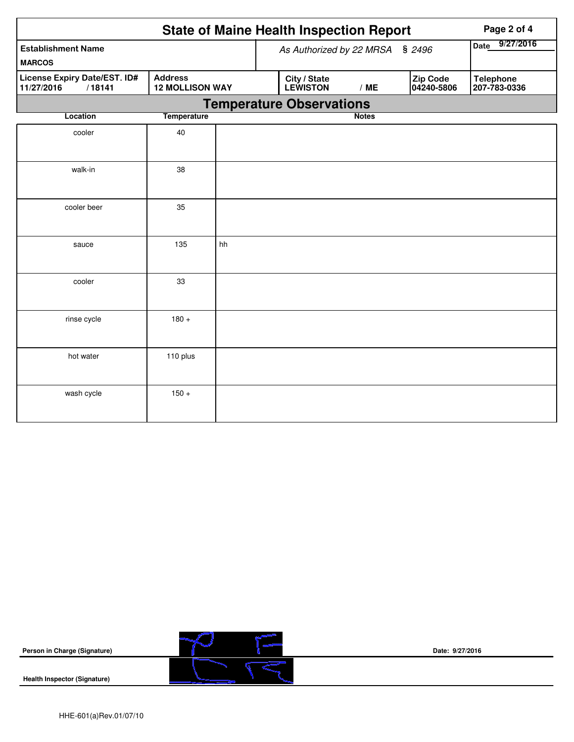# State of Maine Health Inspection Report

| Establishment Name | As Authorized by 22 MRSA § 2496 | | | Date 9/27/2016 |
|---|---|---|---|---|
| MARCOS | | | | |
| **License Expiry Date/EST. ID#** 11/27/2016 / 18141 | **Address** 12 MOLLISON WAY | **City / State** LEWISTON / ME | **Zip Code** 04240-5806 | **Telephone** 207-783-0336 |

## Temperature Observations

| Location | Temperature | Notes |
|---|---|---|
| cooler | 40 | |
| walk-in | 38 | |
| cooler beer | 35 | |
| sauce | 135 | hh |
| cooler | 33 | |
| rinse cycle | 180 + | |
| hot water | 110 plus | |
| wash cycle | 150 + | |

**Person in Charge (Signature)** Date: 9/27/2016

**Health Inspector (Signature)**

HHE-601(a)Rev.01/07/10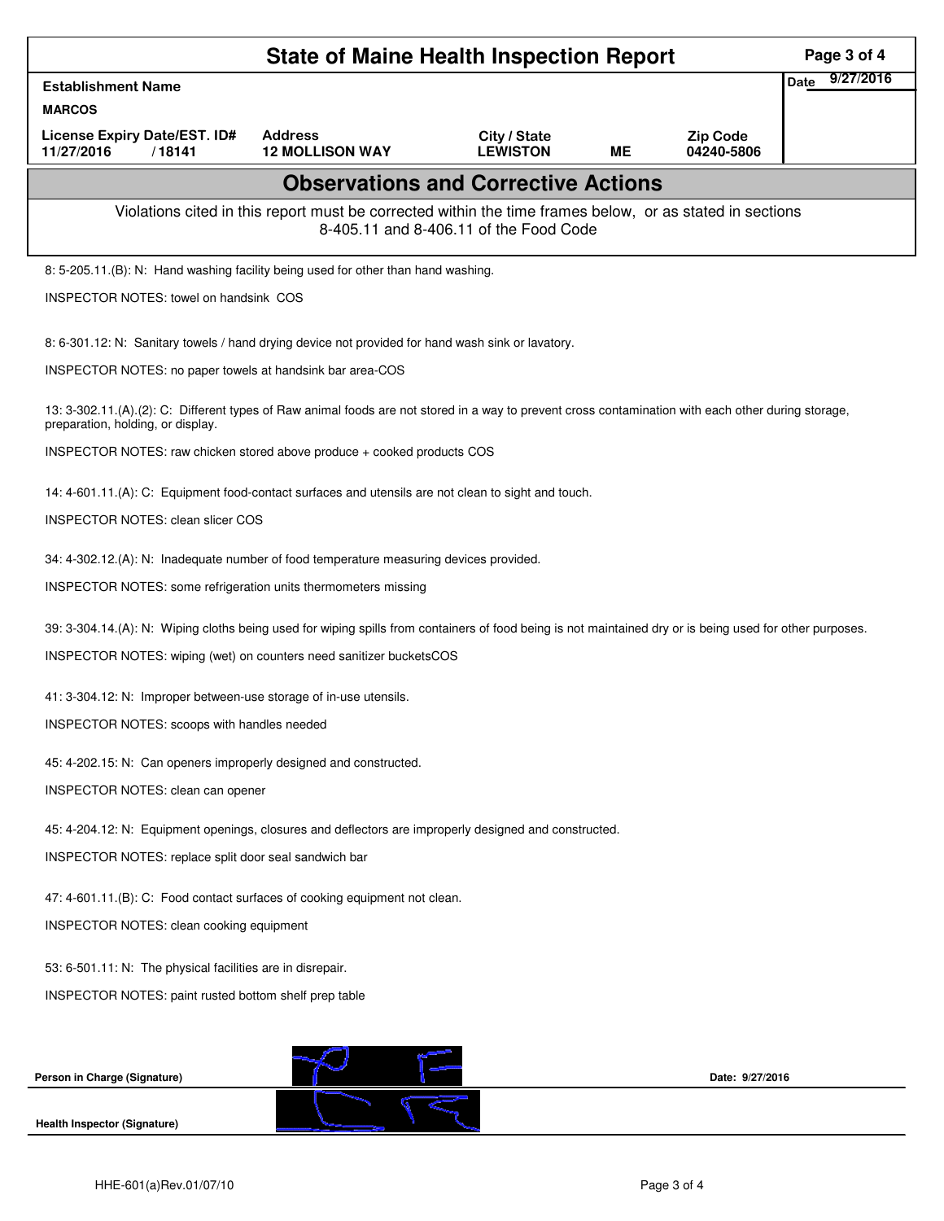# State of Maine Health Inspection Report

| Establishment Name | | | | | Date 9/27/2016 |
|---|---|---|---|---|---|
| MARCOS | | | | | |
| License Expiry Date/EST. ID# | Address | City / State | | Zip Code | |
| 11/27/2016 / 18141 | 12 MOLLISON WAY | LEWISTON | ME | 04240-5806 | |

## Observations and Corrective Actions

Violations cited in this report must be corrected within the time frames below, or as stated in sections 8-405.11 and 8-406.11 of the Food Code

8: 5-205.11.(B): N: Hand washing facility being used for other than hand washing.

INSPECTOR NOTES: towel on handsink COS

8: 6-301.12: N: Sanitary towels / hand drying device not provided for hand wash sink or lavatory.

INSPECTOR NOTES: no paper towels at handsink bar area-COS

13: 3-302.11.(A).(2): C: Different types of Raw animal foods are not stored in a way to prevent cross contamination with each other during storage, preparation, holding, or display.

INSPECTOR NOTES: raw chicken stored above produce + cooked products COS

14: 4-601.11.(A): C: Equipment food-contact surfaces and utensils are not clean to sight and touch.

INSPECTOR NOTES: clean slicer COS

34: 4-302.12.(A): N: Inadequate number of food temperature measuring devices provided.

INSPECTOR NOTES: some refrigeration units thermometers missing

39: 3-304.14.(A): N: Wiping cloths being used for wiping spills from containers of food being is not maintained dry or is being used for other purposes.

INSPECTOR NOTES: wiping (wet) on counters need sanitizer bucketsCOS

41: 3-304.12: N: Improper between-use storage of in-use utensils.

INSPECTOR NOTES: scoops with handles needed

45: 4-202.15: N: Can openers improperly designed and constructed.

INSPECTOR NOTES: clean can opener

45: 4-204.12: N: Equipment openings, closures and deflectors are improperly designed and constructed.

INSPECTOR NOTES: replace split door seal sandwich bar

47: 4-601.11.(B): C: Food contact surfaces of cooking equipment not clean.

INSPECTOR NOTES: clean cooking equipment

53: 6-501.11: N: The physical facilities are in disrepair.

INSPECTOR NOTES: paint rusted bottom shelf prep table

**Person in Charge (Signature)** Date: 9/27/2016

**Health Inspector (Signature)**

HHE-601(a)Rev.01/07/10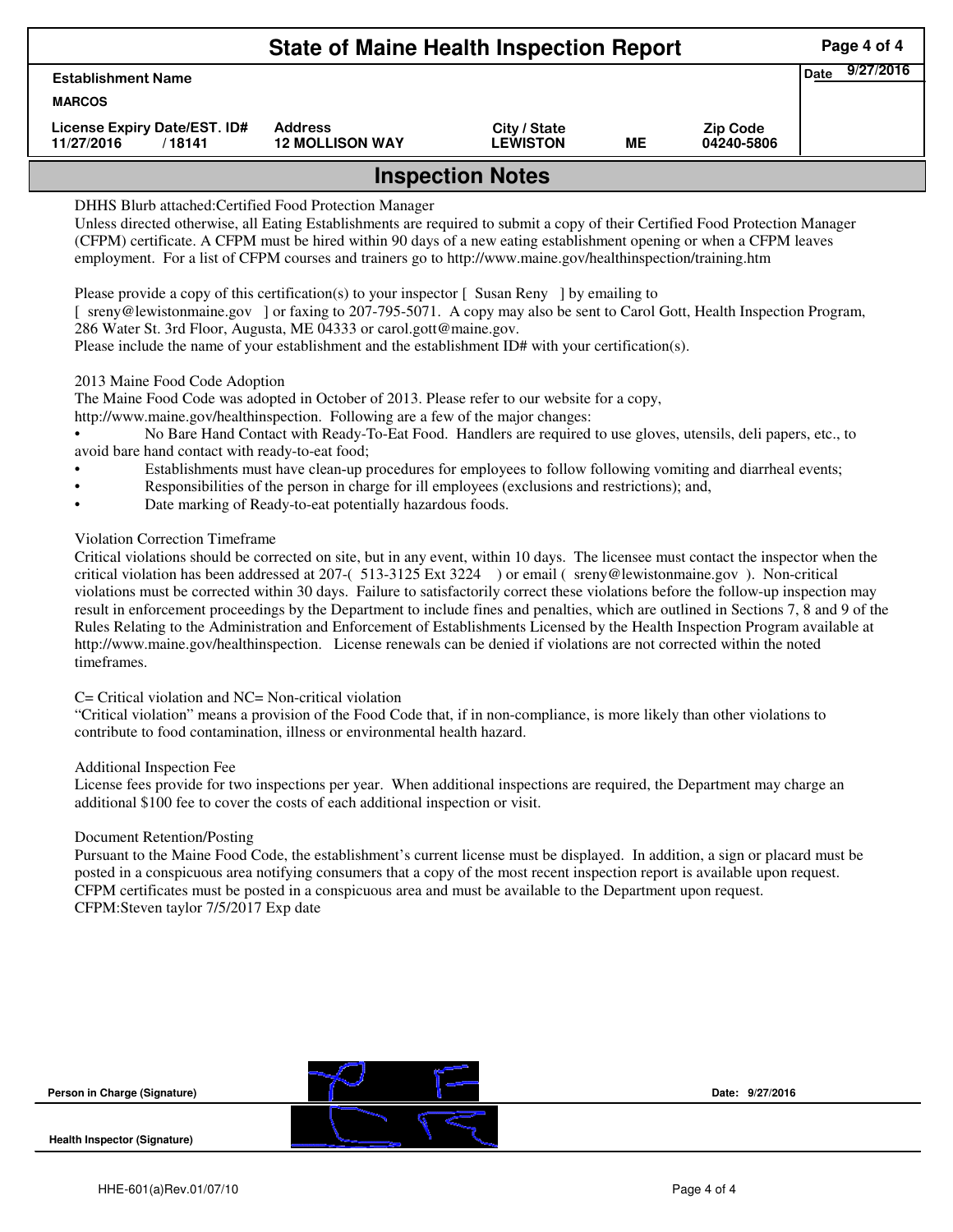# State of Maine Health Inspection Report

| Establishment Name | | | | | Date 9/27/2016 |
|---|---|---|---|---|---|
| MARCOS | | | | | |
| License Expiry Date/EST. ID# | Address | City / State | | Zip Code | |
| 11/27/2016 / 18141 | 12 MOLLISON WAY | LEWISTON | ME | 04240-5806 | |

## Inspection Notes

DHHS Blurb attached:Certified Food Protection Manager

Unless directed otherwise, all Eating Establishments are required to submit a copy of their Certified Food Protection Manager (CFPM) certificate. A CFPM must be hired within 90 days of a new eating establishment opening or when a CFPM leaves employment. For a list of CFPM courses and trainers go to http://www.maine.gov/healthinspection/training.htm

Please provide a copy of this certification(s) to your inspector [ Susan Reny ] by emailing to [ sreny@lewistonmaine.gov ] or faxing to 207-795-5071. A copy may also be sent to Carol Gott, Health Inspection Program, 286 Water St. 3rd Floor, Augusta, ME 04333 or carol.gott@maine.gov.

Please include the name of your establishment and the establishment ID# with your certification(s).

2013 Maine Food Code Adoption

The Maine Food Code was adopted in October of 2013. Please refer to our website for a copy, http://www.maine.gov/healthinspection. Following are a few of the major changes:

- No Bare Hand Contact with Ready-To-Eat Food. Handlers are required to use gloves, utensils, deli papers, etc., to avoid bare hand contact with ready-to-eat food;
- Establishments must have clean-up procedures for employees to follow following vomiting and diarrheal events;
- Responsibilities of the person in charge for ill employees (exclusions and restrictions); and,
- Date marking of Ready-to-eat potentially hazardous foods.

Violation Correction Timeframe

Critical violations should be corrected on site, but in any event, within 10 days. The licensee must contact the inspector when the critical violation has been addressed at 207-( 513-3125 Ext 3224 ) or email ( sreny@lewistonmaine.gov ). Non-critical violations must be corrected within 30 days. Failure to satisfactorily correct these violations before the follow-up inspection may result in enforcement proceedings by the Department to include fines and penalties, which are outlined in Sections 7, 8 and 9 of the Rules Relating to the Administration and Enforcement of Establishments Licensed by the Health Inspection Program available at http://www.maine.gov/healthinspection. License renewals can be denied if violations are not corrected within the noted timeframes.

C= Critical violation and NC= Non-critical violation

"Critical violation" means a provision of the Food Code that, if in non-compliance, is more likely than other violations to contribute to food contamination, illness or environmental health hazard.

Additional Inspection Fee

License fees provide for two inspections per year. When additional inspections are required, the Department may charge an additional $100 fee to cover the costs of each additional inspection or visit.

Document Retention/Posting

Pursuant to the Maine Food Code, the establishment's current license must be displayed. In addition, a sign or placard must be posted in a conspicuous area notifying consumers that a copy of the most recent inspection report is available upon request. CFPM certificates must be posted in a conspicuous area and must be available to the Department upon request.

CFPM:Steven taylor 7/5/2017 Exp date

Person in Charge (Signature) Date: 9/27/2016

Health Inspector (Signature)

HHE-601(a)Rev.01/07/10